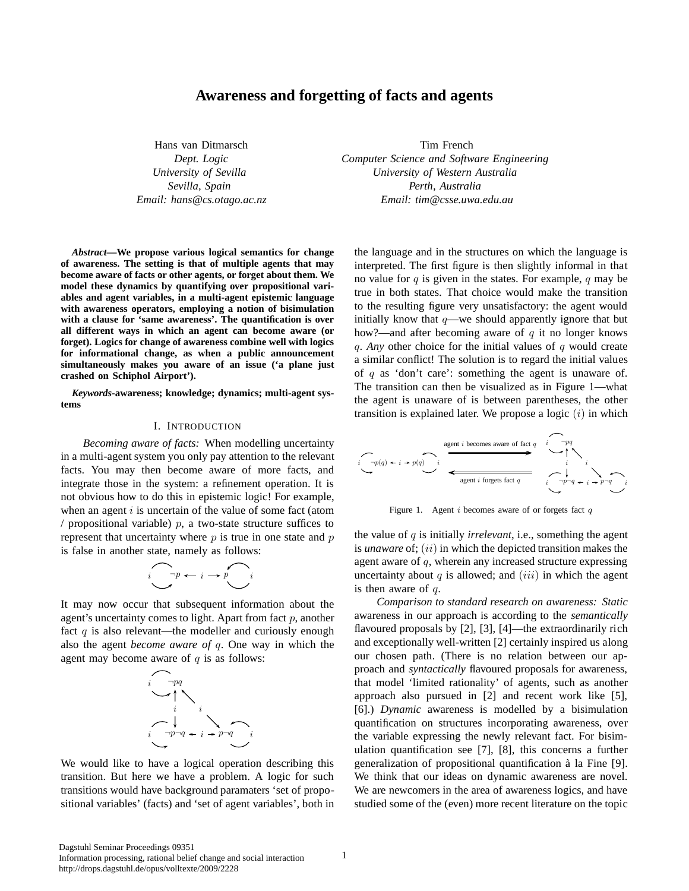# Awareness and forgetting of facts and agents

Hans van Ditmarsch
*Dept. Logic*
*University of Sevilla*
*Sevilla, Spain*
*Email: hans@cs.otago.ac.nz*

Tim French
*Computer Science and Software Engineering*
*University of Western Australia*
*Perth, Australia*
*Email: tim@csse.uwa.edu.au*

***Abstract*—We propose various logical semantics for change of awareness. The setting is that of multiple agents that may become aware of facts or other agents, or forget about them. We model these dynamics by quantifying over propositional variables and agent variables, in a multi-agent epistemic language with awareness operators, employing a notion of bisimulation with a clause for 'same awareness'. The quantification is over all different ways in which an agent can become aware (or forget). Logics for change of awareness combine well with logics for informational change, as when a public announcement simultaneously makes you aware of an issue ('a plane just crashed on Schiphol Airport').**

***Keywords*-awareness; knowledge; dynamics; multi-agent systems**

## I. Introduction

*Becoming aware of facts:* When modelling uncertainty in a multi-agent system you only pay attention to the relevant facts. You may then become aware of more facts, and integrate those in the system: a refinement operation. It is not obvious how to do this in epistemic logic! For example, when an agent $i$ is uncertain of the value of some fact (atom / propositional variable) $p$, a two-state structure suffices to represent that uncertainty where $p$ is true in one state and $p$ is false in another state, namely as follows:

$$i \circlearrowleft \neg p \leftarrow i \rightarrow p \circlearrowright i$$

It may now occur that subsequent information about the agent's uncertainty comes to light. Apart from fact $p$, another fact $q$ is also relevant—the modeller and curiously enough also the agent *become aware of* $q$. One way in which the agent may become aware of $q$ is as follows:

$$\begin{array}{ccc} i \circlearrowleft \neg pq & & \\ \updownarrow i & \nwarrow i & \\ i \circlearrowleft \neg p\neg q & \leftarrow i \rightarrow & p\neg q \circlearrowright i \end{array}$$

We would like to have a logical operation describing this transition. But here we have a problem. A logic for such transitions would have background paramaters 'set of propositional variables' (facts) and 'set of agent variables', both in the language and in the structures on which the language is interpreted. The first figure is then slightly informal in that no value for $q$ is given in the states. For example, $q$ may be true in both states. That choice would make the transition to the resulting figure very unsatisfactory: the agent would initially know that $q$—we should apparently ignore that but how?—and after becoming aware of $q$ it no longer knows $q$. *Any* other choice for the initial values of $q$ would create a similar conflict! The solution is to regard the initial values of $q$ as 'don't care': something the agent is unaware of. The transition can then be visualized as in Figure 1—what the agent is unaware of is between parentheses, the other transition is explained later. We propose a logic $(i)$ in which

$$i \circlearrowleft \neg p(q) \leftarrow i \rightarrow p(q) \circlearrowright i \quad \xrightarrow{\text{agent } i \text{ becomes aware of fact } q} \quad \begin{array}{ccc} i \circlearrowleft \neg pq & & \\ \updownarrow i & \nwarrow i & \\ i \circlearrowleft \neg p\neg q & \leftarrow i \rightarrow & p\neg q \circlearrowright i \end{array}$$

$$\xleftarrow{\text{agent } i \text{ forgets fact } q}$$

Figure 1. Agent $i$ becomes aware of or forgets fact $q$

the value of $q$ is initially *irrelevant*, i.e., something the agent is *unaware* of; $(ii)$ in which the depicted transition makes the agent aware of $q$, wherein any increased structure expressing uncertainty about $q$ is allowed; and $(iii)$ in which the agent is then aware of $q$.

*Comparison to standard research on awareness: Static* awareness in our approach is according to the *semantically* flavoured proposals by [2], [3], [4]—the extraordinarily rich and exceptionally well-written [2] certainly inspired us along our chosen path. (There is no relation between our approach and *syntactically* flavoured proposals for awareness, that model 'limited rationality' of agents, such as another approach also pursued in [2] and recent work like [5], [6].) *Dynamic* awareness is modelled by a bisimulation quantification on structures incorporating awareness, over the variable expressing the newly relevant fact. For bisimulation quantification see [7], [8], this concerns a further generalization of propositional quantification à la Fine [9]. We think that our ideas on dynamic awareness are novel. We are newcomers in the area of awareness logics, and have studied some of the (even) more recent literature on the topic

Dagstuhl Seminar Proceedings 09351
Information processing, rational belief change and social interaction
http://drops.dagstuhl.de/opus/volltexte/2009/2228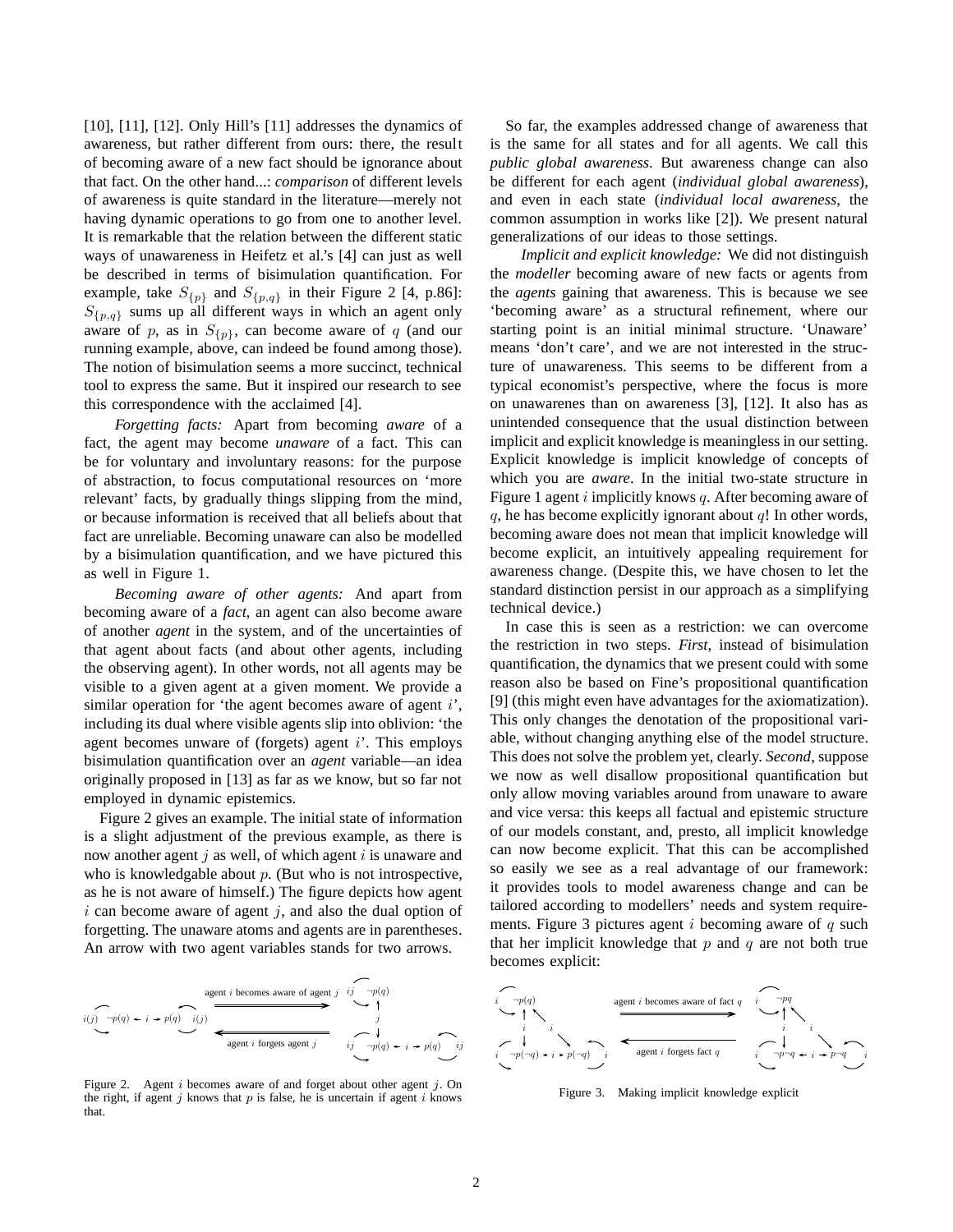[10], [11], [12]. Only Hill's [11] addresses the dynamics of awareness, but rather different from ours: there, the result of becoming aware of a new fact should be ignorance about that fact. On the other hand...: *comparison* of different levels of awareness is quite standard in the literature—merely not having dynamic operations to go from one to another level. It is remarkable that the relation between the different static ways of unawareness in Heifetz et al.'s [4] can just as well be described in terms of bisimulation quantification. For example, take $S_{\{p\}}$ and $S_{\{p,q\}}$ in their Figure 2 [4, p.86]: $S_{\{p,q\}}$ sums up all different ways in which an agent only aware of $p$, as in $S_{\{p\}}$, can become aware of $q$ (and our running example, above, can indeed be found among those). The notion of bisimulation seems a more succinct, technical tool to express the same. But it inspired our research to see this correspondence with the acclaimed [4].

*Forgetting facts:* Apart from becoming *aware* of a fact, the agent may become *unaware* of a fact. This can be for voluntary and involuntary reasons: for the purpose of abstraction, to focus computational resources on 'more relevant' facts, by gradually things slipping from the mind, or because information is received that all beliefs about that fact are unreliable. Becoming unaware can also be modelled by a bisimulation quantification, and we have pictured this as well in Figure 1.

*Becoming aware of other agents:* And apart from becoming aware of a *fact*, an agent can also become aware of another *agent* in the system, and of the uncertainties of that agent about facts (and about other agents, including the observing agent). In other words, not all agents may be visible to a given agent at a given moment. We provide a similar operation for 'the agent becomes aware of agent $i$', including its dual where visible agents slip into oblivion: 'the agent becomes unware of (forgets) agent $i$'. This employs bisimulation quantification over an *agent* variable—an idea originally proposed in [13] as far as we know, but so far not employed in dynamic epistemics.

Figure 2 gives an example. The initial state of information is a slight adjustment of the previous example, as there is now another agent $j$ as well, of which agent $i$ is unaware and who is knowledgable about $p$. (But who is not introspective, as he is not aware of himself.) The figure depicts how agent $i$ can become aware of agent $j$, and also the dual option of forgetting. The unaware atoms and agents are in parentheses. An arrow with two agent variables stands for two arrows.

Figure 2. Agent $i$ becomes aware of and forget about other agent $j$. On the right, if agent $j$ knows that $p$ is false, he is uncertain if agent $i$ knows that.

So far, the examples addressed change of awareness that is the same for all states and for all agents. We call this *public global awareness*. But awareness change can also be different for each agent (*individual global awareness*), and even in each state (*individual local awareness*, the common assumption in works like [2]). We present natural generalizations of our ideas to those settings.

*Implicit and explicit knowledge:* We did not distinguish the *modeller* becoming aware of new facts or agents from the *agents* gaining that awareness. This is because we see 'becoming aware' as a structural refinement, where our starting point is an initial minimal structure. 'Unaware' means 'don't care', and we are not interested in the structure of unawareness. This seems to be different from a typical economist's perspective, where the focus is more on unawarenes than on awareness [3], [12]. It also has as unintended consequence that the usual distinction between implicit and explicit knowledge is meaningless in our setting. Explicit knowledge is implicit knowledge of concepts of which you are *aware*. In the initial two-state structure in Figure 1 agent $i$ implicitly knows $q$. After becoming aware of $q$, he has become explicitly ignorant about $q$! In other words, becoming aware does not mean that implicit knowledge will become explicit, an intuitively appealing requirement for awareness change. (Despite this, we have chosen to let the standard distinction persist in our approach as a simplifying technical device.)

In case this is seen as a restriction: we can overcome the restriction in two steps. *First*, instead of bisimulation quantification, the dynamics that we present could with some reason also be based on Fine's propositional quantification [9] (this might even have advantages for the axiomatization). This only changes the denotation of the propositional variable, without changing anything else of the model structure. This does not solve the problem yet, clearly. *Second*, suppose we now as well disallow propositional quantification but only allow moving variables around from unaware to aware and vice versa: this keeps all factual and epistemic structure of our models constant, and, presto, all implicit knowledge can now become explicit. That this can be accomplished so easily we see as a real advantage of our framework: it provides tools to model awareness change and can be tailored according to modellers' needs and system requirements. Figure 3 pictures agent $i$ becoming aware of $q$ such that her implicit knowledge that $p$ and $q$ are not both true becomes explicit:

Figure 3. Making implicit knowledge explicit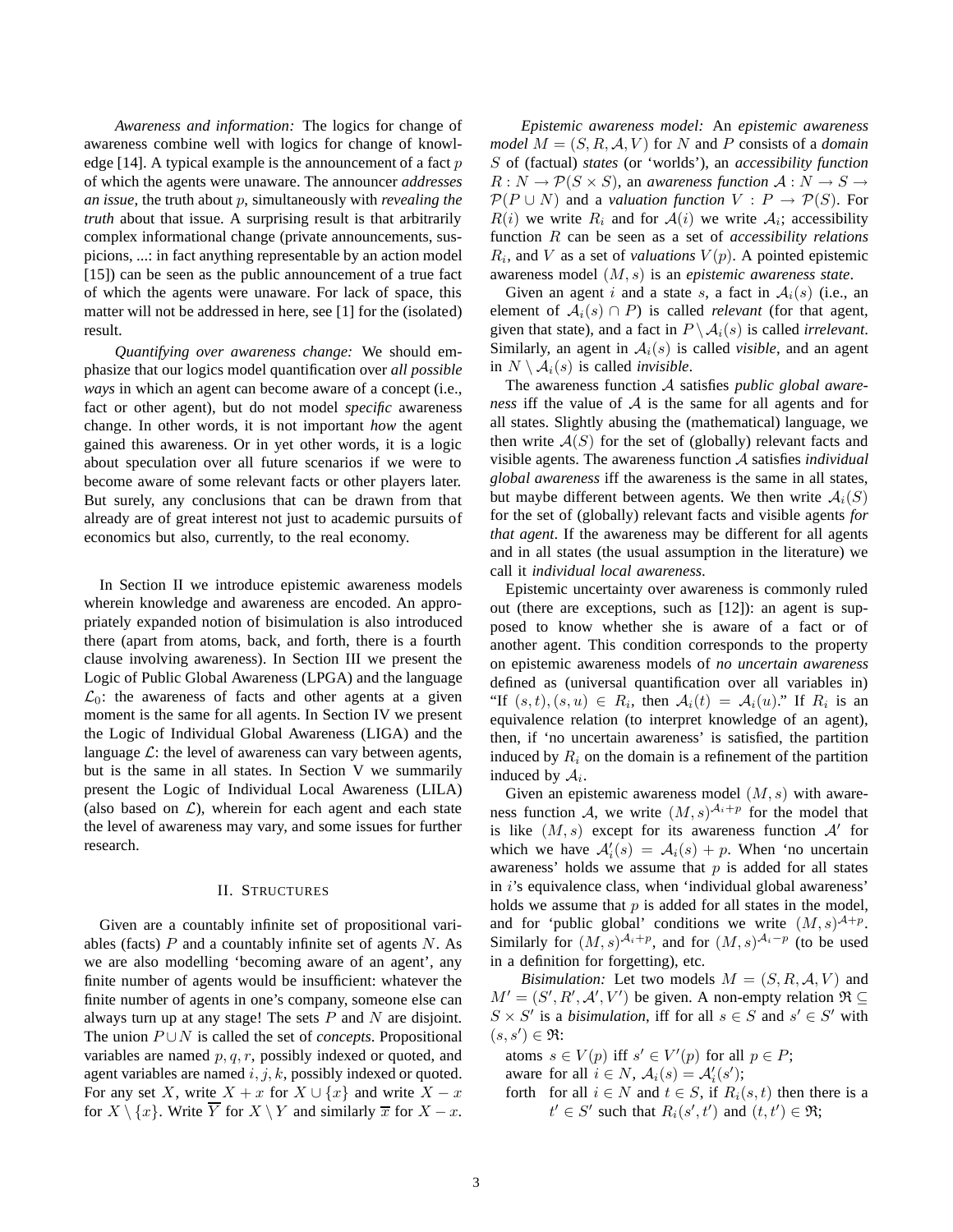*Awareness and information:* The logics for change of awareness combine well with logics for change of knowledge [14]. A typical example is the announcement of a fact $p$ of which the agents were unaware. The announcer *addresses an issue*, the truth about $p$, simultaneously with *revealing the truth* about that issue. A surprising result is that arbitrarily complex informational change (private announcements, suspicions, ...: in fact anything representable by an action model [15]) can be seen as the public announcement of a true fact of which the agents were unaware. For lack of space, this matter will not be addressed in here, see [1] for the (isolated) result.

*Quantifying over awareness change:* We should emphasize that our logics model quantification over *all possible ways* in which an agent can become aware of a concept (i.e., fact or other agent), but do not model *specific* awareness change. In other words, it is not important *how* the agent gained this awareness. Or in yet other words, it is a logic about speculation over all future scenarios if we were to become aware of some relevant facts or other players later. But surely, any conclusions that can be drawn from that already are of great interest not just to academic pursuits of economics but also, currently, to the real economy.

In Section II we introduce epistemic awareness models wherein knowledge and awareness are encoded. An appropriately expanded notion of bisimulation is also introduced there (apart from atoms, back, and forth, there is a fourth clause involving awareness). In Section III we present the Logic of Public Global Awareness (LPGA) and the language $\mathcal{L}_0$: the awareness of facts and other agents at a given moment is the same for all agents. In Section IV we present the Logic of Individual Global Awareness (LIGA) and the language $\mathcal{L}$: the level of awareness can vary between agents, but is the same in all states. In Section V we summarily present the Logic of Individual Local Awareness (LILA) (also based on $\mathcal{L}$), wherein for each agent and each state the level of awareness may vary, and some issues for further research.

## II. Structures

Given are a countably infinite set of propositional variables (facts) $P$ and a countably infinite set of agents $N$. As we are also modelling 'becoming aware of an agent', any finite number of agents would be insufficient: whatever the finite number of agents in one's company, someone else can always turn up at any stage! The sets $P$ and $N$ are disjoint. The union $P \cup N$ is called the set of *concepts*. Propositional variables are named $p, q, r$, possibly indexed or quoted, and agent variables are named $i, j, k$, possibly indexed or quoted. For any set $X$, write $X + x$ for $X \cup \{x\}$ and write $X - x$ for $X \setminus \{x\}$. Write $\overline{Y}$ for $X \setminus Y$ and similarly $\overline{x}$ for $X - x$.

*Epistemic awareness model:* An *epistemic awareness model* $M = (S, R, \mathcal{A}, V)$ for $N$ and $P$ consists of a *domain* $S$ of (factual) *states* (or 'worlds'), an *accessibility function* $R : N \rightarrow \mathcal{P}(S \times S)$, an *awareness function* $\mathcal{A} : N \rightarrow S \rightarrow \mathcal{P}(P \cup N)$ and a *valuation function* $V : P \rightarrow \mathcal{P}(S)$. For $R(i)$ we write $R_i$ and for $\mathcal{A}(i)$ we write $\mathcal{A}_i$; accessibility function $R$ can be seen as a set of *accessibility relations* $R_i$, and $V$ as a set of *valuations* $V(p)$. A pointed epistemic awareness model $(M, s)$ is an *epistemic awareness state*.

Given an agent $i$ and a state $s$, a fact in $\mathcal{A}_i(s)$ (i.e., an element of $\mathcal{A}_i(s) \cap P$) is called *relevant* (for that agent, given that state), and a fact in $P \setminus \mathcal{A}_i(s)$ is called *irrelevant*. Similarly, an agent in $\mathcal{A}_i(s)$ is called *visible*, and an agent in $N \setminus \mathcal{A}_i(s)$ is called *invisible*.

The awareness function $\mathcal{A}$ satisfies *public global awareness* iff the value of $\mathcal{A}$ is the same for all agents and for all states. Slightly abusing the (mathematical) language, we then write $\mathcal{A}(S)$ for the set of (globally) relevant facts and visible agents. The awareness function $\mathcal{A}$ satisfies *individual global awareness* iff the awareness is the same in all states, but maybe different between agents. We then write $\mathcal{A}_i(S)$ for the set of (globally) relevant facts and visible agents *for that agent*. If the awareness may be different for all agents and in all states (the usual assumption in the literature) we call it *individual local awareness*.

Epistemic uncertainty over awareness is commonly ruled out (there are exceptions, such as [12]): an agent is supposed to know whether she is aware of a fact or of another agent. This condition corresponds to the property on epistemic awareness models of *no uncertain awareness* defined as (universal quantification over all variables in) "If $(s,t), (s,u) \in R_i$, then $\mathcal{A}_i(t) = \mathcal{A}_i(u)$." If $R_i$ is an equivalence relation (to interpret knowledge of an agent), then, if 'no uncertain awareness' is satisfied, the partition induced by $R_i$ on the domain is a refinement of the partition induced by $\mathcal{A}_i$.

Given an epistemic awareness model $(M, s)$ with awareness function $\mathcal{A}$, we write $(M, s)^{\mathcal{A}_i + p}$ for the model that is like $(M, s)$ except for its awareness function $\mathcal{A}'$ for which we have $\mathcal{A}'_i(s) = \mathcal{A}_i(s) + p$. When 'no uncertain awareness' holds we assume that $p$ is added for all states in $i$'s equivalence class, when 'individual global awareness' holds we assume that $p$ is added for all states in the model, and for 'public global' conditions we write $(M, s)^{\mathcal{A}+p}$. Similarly for $(M, s)^{\mathcal{A}_i + p}$, and for $(M, s)^{\mathcal{A}_i - p}$ (to be used in a definition for forgetting), etc.

*Bisimulation:* Let two models $M = (S, R, \mathcal{A}, V)$ and $M' = (S', R', \mathcal{A}', V')$ be given. A non-empty relation $\mathfrak{R} \subseteq S \times S'$ is a *bisimulation*, iff for all $s \in S$ and $s' \in S'$ with $(s, s') \in \mathfrak{R}$:

- atoms $s \in V(p)$ iff $s' \in V'(p)$ for all $p \in P$;
- aware for all $i \in N$, $\mathcal{A}_i(s) = \mathcal{A}'_i(s')$;
- forth for all $i \in N$ and $t \in S$, if $R_i(s, t)$ then there is a $t' \in S'$ such that $R_i(s', t')$ and $(t, t') \in \mathfrak{R}$;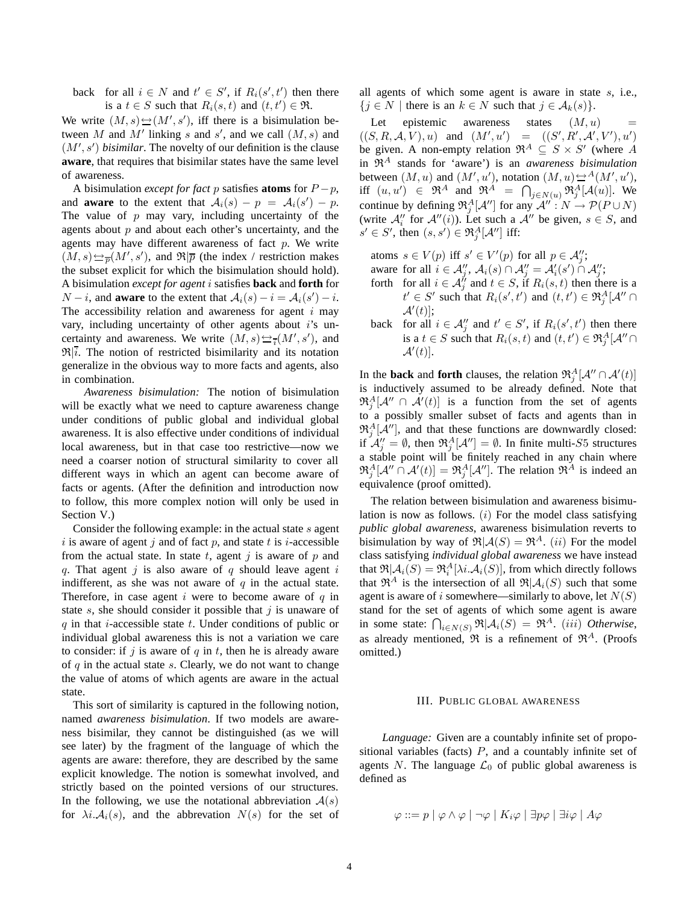back for all $i \in N$ and $t' \in S'$, if $R_i(s', t')$ then there is a $t \in S$ such that $R_i(s, t)$ and $(t, t') \in \mathfrak{R}$.

We write $(M, s) \leftrightarrows (M', s')$, iff there is a bisimulation between $M$ and $M'$ linking $s$ and $s'$, and we call $(M, s)$ and $(M', s')$ *bisimilar*. The novelty of our definition is the clause **aware**, that requires that bisimilar states have the same level of awareness.

A bisimulation *except for fact* $p$ satisfies **atoms** for $P - p$, and **aware** to the extent that $\mathcal{A}_i(s) - p = \mathcal{A}_i(s') - p$. The value of $p$ may vary, including uncertainty of the agents about $p$ and about each other's uncertainty, and the agents may have different awareness of fact $p$. We write $(M, s) \leftrightarrows_{\overline{p}} (M', s')$, and $\mathfrak{R}|\overline{p}$ (the index / restriction makes the subset explicit for which the bisimulation should hold). A bisimulation *except for agent* $i$ satisfies **back** and **forth** for $N - i$, and **aware** to the extent that $\mathcal{A}_i(s) - i = \mathcal{A}_i(s') - i$. The accessibility relation and awareness for agent $i$ may vary, including uncertainty of other agents about $i$'s uncertainty and awareness. We write $(M, s) \leftrightarrows_{\overline{i}} (M', s')$, and $\mathfrak{R}|\overline{i}$. The notion of restricted bisimilarity and its notation generalize in the obvious way to more facts and agents, also in combination.

*Awareness bisimulation:* The notion of bisimulation will be exactly what we need to capture awareness change under conditions of public global and individual global awareness. It is also effective under conditions of individual local awareness, but in that case too restrictive—now we need a coarser notion of structural similarity to cover all different ways in which an agent can become aware of facts or agents. (After the definition and introduction now to follow, this more complex notion will only be used in Section V.)

Consider the following example: in the actual state $s$ agent $i$ is aware of agent $j$ and of fact $p$, and state $t$ is $i$-accessible from the actual state. In state $t$, agent $j$ is aware of $p$ and $q$. That agent $j$ is also aware of $q$ should leave agent $i$ indifferent, as she was not aware of $q$ in the actual state. Therefore, in case agent $i$ were to become aware of $q$ in state $s$, she should consider it possible that $j$ is unaware of $q$ in that $i$-accessible state $t$. Under conditions of public or individual global awareness this is not a variation we care to consider: if $j$ is aware of $q$ in $t$, then he is already aware of $q$ in the actual state $s$. Clearly, we do not want to change the value of atoms of which agents are aware in the actual state.

This sort of similarity is captured in the following notion, named *awareness bisimulation*. If two models are awareness bisimilar, they cannot be distinguished (as we will see later) by the fragment of the language of which the agents are aware: therefore, they are described by the same explicit knowledge. The notion is somewhat involved, and strictly based on the pointed versions of our structures. In the following, we use the notational abbreviation $\mathcal{A}(s)$ for $\lambda i.\mathcal{A}_i(s)$, and the abbreviation $N(s)$ for the set of all agents of which some agent is aware in state $s$, i.e., $\{j \in N \mid \text{there is an } k \in N \text{ such that } j \in \mathcal{A}_k(s)\}$.

Let epistemic awareness states $(M, u) = ((S, R, \mathcal{A}, V), u)$ and $(M', u') = ((S', R', \mathcal{A}', V'), u')$ be given. A non-empty relation $\mathfrak{R}^A \subseteq S \times S'$ (where $A$ in $\mathfrak{R}^A$ stands for 'aware') is an *awareness bisimulation* between $(M, u)$ and $(M', u')$, notation $(M, u) \leftrightarrows^A (M', u')$, iff $(u, u') \in \mathfrak{R}^A$ and $\mathfrak{R}^A = \bigcap_{j \in N(u)} \mathfrak{R}^A_j[\mathcal{A}(u)]$. We continue by defining $\mathfrak{R}^A_j[\mathcal{A}'']$ for any $\mathcal{A}'' : N \to \mathcal{P}(P \cup N)$ (write $\mathcal{A}''_i$ for $\mathcal{A}''(i)$). Let such a $\mathcal{A}''$ be given, $s \in S$, and $s' \in S'$, then $(s, s') \in \mathfrak{R}^A_j[\mathcal{A}'']$ iff:

- atoms $s \in V(p)$ iff $s' \in V'(p)$ for all $p \in \mathcal{A}''_j$;
- aware for all $i \in \mathcal{A}''_j$, $\mathcal{A}_i(s) \cap \mathcal{A}''_j = \mathcal{A}'_i(s') \cap \mathcal{A}''_j$;
- forth for all $i \in \mathcal{A}''_j$ and $t \in S$, if $R_i(s, t)$ then there is a $t' \in S'$ such that $R_i(s', t')$ and $(t, t') \in \mathfrak{R}^A_j[\mathcal{A}'' \cap \mathcal{A}'(t)]$;
- back for all $i \in \mathcal{A}''_j$ and $t' \in S'$, if $R_i(s', t')$ then there is a $t \in S$ such that $R_i(s, t)$ and $(t, t') \in \mathfrak{R}^A_j[\mathcal{A}'' \cap \mathcal{A}'(t)]$.

In the **back** and **forth** clauses, the relation $\mathfrak{R}^A_j[\mathcal{A}'' \cap \mathcal{A}'(t)]$ is inductively assumed to be already defined. Note that $\mathfrak{R}^A_j[\mathcal{A}'' \cap \mathcal{A}'(t)]$ is a function from the set of agents to a possibly smaller subset of facts and agents than in $\mathfrak{R}^A_j[\mathcal{A}'']$, and that these functions are downwardly closed: if $\mathcal{A}''_j = \emptyset$, then $\mathfrak{R}^A_j[\mathcal{A}''] = \emptyset$. In finite multi-$S5$ structures a stable point will be finitely reached in any chain where $\mathfrak{R}^A_j[\mathcal{A}'' \cap \mathcal{A}'(t)] = \mathfrak{R}^A_j[\mathcal{A}'']$. The relation $\mathfrak{R}^A$ is indeed an equivalence (proof omitted).

The relation between bisimulation and awareness bisimulation is now as follows. $(i)$ For the model class satisfying *public global awareness*, awareness bisimulation reverts to bisimulation by way of $\mathfrak{R}|\mathcal{A}(S) = \mathfrak{R}^A$. $(ii)$ For the model class satisfying *individual global awareness* we have instead that $\mathfrak{R}|\mathcal{A}_i(S) = \mathfrak{R}^A_i[\lambda i.\mathcal{A}_i(S)]$, from which directly follows that $\mathfrak{R}^A$ is the intersection of all $\mathfrak{R}|\mathcal{A}_i(S)$ such that some agent is aware of $i$ somewhere—similarly to above, let $N(S)$ stand for the set of agents of which some agent is aware in some state: $\bigcap_{i \in N(S)} \mathfrak{R}|\mathcal{A}_i(S) = \mathfrak{R}^A$. $(iii)$ *Otherwise*, as already mentioned, $\mathfrak{R}$ is a refinement of $\mathfrak{R}^A$. (Proofs omitted.)

## III. Public global awareness

*Language:* Given are a countably infinite set of propositional variables (facts) $P$, and a countably infinite set of agents $N$. The language $\mathcal{L}_0$ of public global awareness is defined as

$$\varphi ::= p \mid \varphi \wedge \varphi \mid \neg\varphi \mid K_i\varphi \mid \exists p\varphi \mid \exists i\varphi \mid A\varphi$$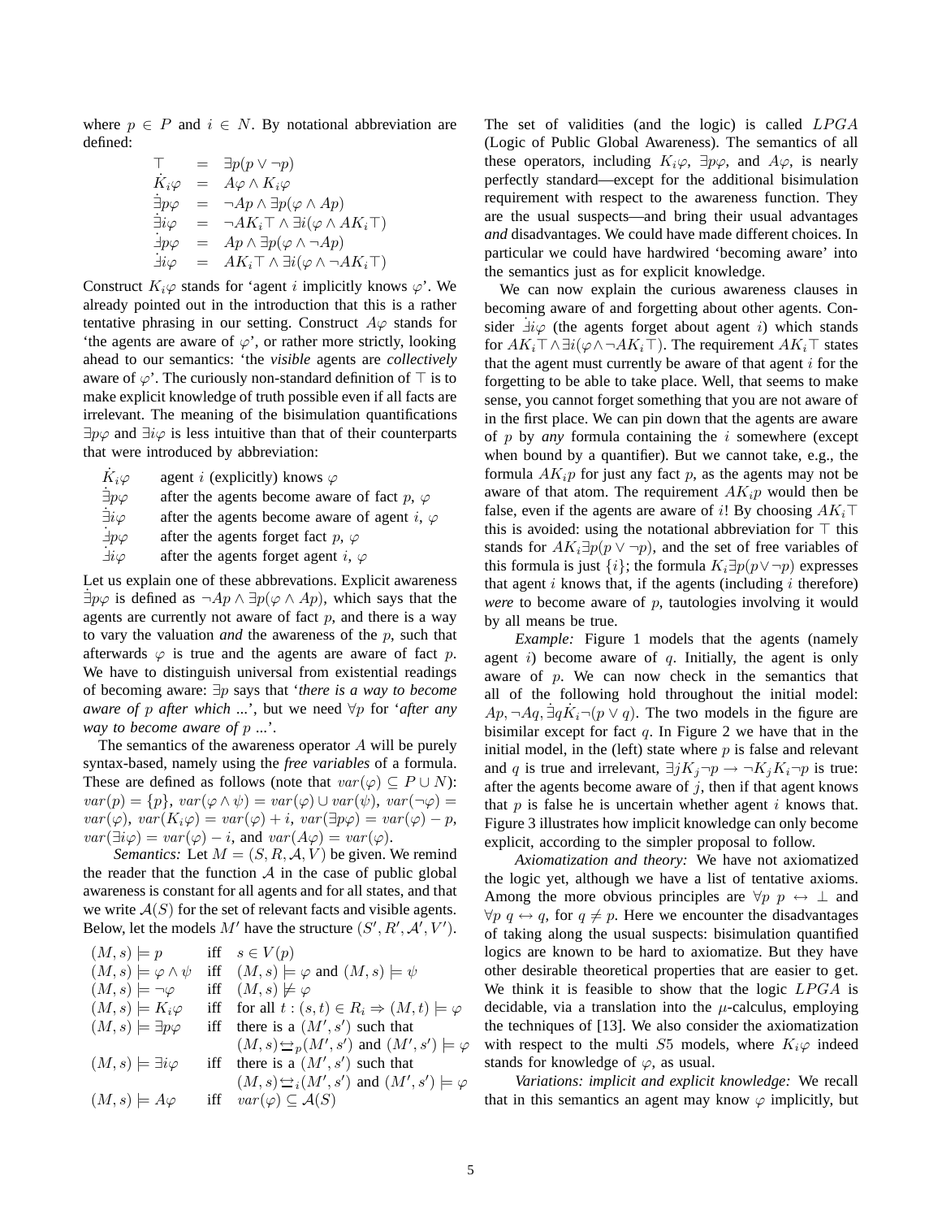where $p \in P$ and $i \in N$. By notational abbreviation are defined:

$$
\begin{array}{rcl}
\top & = & \exists p(p \vee \neg p) \\
\dot{K}_i\varphi & = & A\varphi \wedge K_i\varphi \\
\dot{\exists} p\varphi & = & \neg Ap \wedge \exists p(\varphi \wedge Ap) \\
\dot{\exists} i\varphi & = & \neg AK_i\top \wedge \exists i(\varphi \wedge AK_i\top) \\
\dot{\lnot\!\exists} p\varphi & = & Ap \wedge \exists p(\varphi \wedge \neg Ap) \\
\dot{\lnot\!\exists} i\varphi & = & AK_i\top \wedge \exists i(\varphi \wedge \neg AK_i\top)
\end{array}
$$

Construct $K_i\varphi$ stands for 'agent $i$ implicitly knows $\varphi$'. We already pointed out in the introduction that this is a rather tentative phrasing in our setting. Construct $A\varphi$ stands for 'the agents are aware of $\varphi$', or rather more strictly, looking ahead to our semantics: 'the *visible* agents are *collectively* aware of $\varphi$'. The curiously non-standard definition of $\top$ is to make explicit knowledge of truth possible even if all facts are irrelevant. The meaning of the bisimulation quantifications $\exists p\varphi$ and $\exists i\varphi$ is less intuitive than that of their counterparts that were introduced by abbreviation:

| | |
|---|---|
| $\dot{K}_i\varphi$ | agent $i$ (explicitly) knows $\varphi$ |
| $\dot{\exists} p\varphi$ | after the agents become aware of fact $p$, $\varphi$ |
| $\dot{\exists} i\varphi$ | after the agents become aware of agent $i$, $\varphi$ |
| $\dot{\lnot\!\exists} p\varphi$ | after the agents forget fact $p$, $\varphi$ |
| $\dot{\lnot\!\exists} i\varphi$ | after the agents forget agent $i$, $\varphi$ |

Let us explain one of these abbrevations. Explicit awareness $\dot{\exists} p\varphi$ is defined as $\neg Ap \wedge \exists p(\varphi \wedge Ap)$, which says that the agents are currently not aware of fact $p$, and there is a way to vary the valuation *and* the awareness of the $p$, such that afterwards $\varphi$ is true and the agents are aware of fact $p$. We have to distinguish universal from existential readings of becoming aware: $\exists p$ says that '*there is a way to become aware of* $p$ *after which* ...', but we need $\forall p$ for '*after any way to become aware of* $p$ ...'.

The semantics of the awareness operator $A$ will be purely syntax-based, namely using the *free variables* of a formula. These are defined as follows (note that $var(\varphi) \subseteq P \cup N$): $var(p) = \{p\}$, $var(\varphi \wedge \psi) = var(\varphi) \cup var(\psi)$, $var(\neg\varphi) = var(\varphi)$, $var(K_i\varphi) = var(\varphi) + i$, $var(\exists p\varphi) = var(\varphi) - p$, $var(\exists i\varphi) = var(\varphi) - i$, and $var(A\varphi) = var(\varphi)$.

*Semantics:* Let $M = (S, R, \mathcal{A}, V)$ be given. We remind the reader that the function $\mathcal{A}$ in the case of public global awareness is constant for all agents and for all states, and that we write $\mathcal{A}(S)$ for the set of relevant facts and visible agents. Below, let the models $M'$ have the structure $(S', R', \mathcal{A}', V')$.

$$
\begin{array}{lll}
(M,s) \models p & \text{iff} & s \in V(p) \\
(M,s) \models \varphi \wedge \psi & \text{iff} & (M,s) \models \varphi \text{ and } (M,s) \models \psi \\
(M,s) \models \neg\varphi & \text{iff} & (M,s) \not\models \varphi \\
(M,s) \models K_i\varphi & \text{iff} & \text{for all } t : (s,t) \in R_i \Rightarrow (M,t) \models \varphi \\
(M,s) \models \exists p\varphi & \text{iff} & \text{there is a } (M',s') \text{ such that} \\
& & (M,s) \leftrightarrows_p (M',s') \text{ and } (M',s') \models \varphi \\
(M,s) \models \exists i\varphi & \text{iff} & \text{there is a } (M',s') \text{ such that} \\
& & (M,s) \leftrightarrows_i (M',s') \text{ and } (M',s') \models \varphi \\
(M,s) \models A\varphi & \text{iff} & var(\varphi) \subseteq \mathcal{A}(S)
\end{array}
$$

The set of validities (and the logic) is called $LPGA$ (Logic of Public Global Awareness). The semantics of all these operators, including $K_i\varphi$, $\exists p\varphi$, and $A\varphi$, is nearly perfectly standard—except for the additional bisimulation requirement with respect to the awareness function. They are the usual suspects—and bring their usual advantages *and* disadvantages. We could have made different choices. In particular we could have hardwired 'becoming aware' into the semantics just as for explicit knowledge.

We can now explain the curious awareness clauses in becoming aware of and forgetting about other agents. Consider $\dot{\lnot\!\exists} i\varphi$ (the agents forget about agent $i$) which stands for $AK_i\top \wedge \exists i(\varphi \wedge \neg AK_i\top)$. The requirement $AK_i\top$ states that the agent must currently be aware of that agent $i$ for the forgetting to be able to take place. Well, that seems to make sense, you cannot forget something that you are not aware of in the first place. We can pin down that the agents are aware of $p$ by *any* formula containing the $i$ somewhere (except when bound by a quantifier). But we cannot take, e.g., the formula $AK_ip$ for just any fact $p$, as the agents may not be aware of that atom. The requirement $AK_ip$ would then be false, even if the agents are aware of $i$! By choosing $AK_i\top$ this is avoided: using the notational abbreviation for $\top$ this stands for $AK_i\exists p(p \vee \neg p)$, and the set of free variables of this formula is just $\{i\}$; the formula $K_i\exists p(p \vee \neg p)$ expresses that agent $i$ knows that, if the agents (including $i$ therefore) *were* to become aware of $p$, tautologies involving it would by all means be true.

*Example:* Figure 1 models that the agents (namely agent $i$) become aware of $q$. Initially, the agent is only aware of $p$. We can now check in the semantics that all of the following hold throughout the initial model: $Ap, \neg Aq, \dot{\exists} q\dot{K}_i\neg(p \vee q)$. The two models in the figure are bisimilar except for fact $q$. In Figure 2 we have that in the initial model, in the (left) state where $p$ is false and relevant and $q$ is true and irrelevant, $\exists jK_j\neg p \rightarrow \neg K_jK_i\neg p$ is true: after the agents become aware of $j$, then if that agent knows that $p$ is false he is uncertain whether agent $i$ knows that. Figure 3 illustrates how implicit knowledge can only become explicit, according to the simpler proposal to follow.

*Axiomatization and theory:* We have not axiomatized the logic yet, although we have a list of tentative axioms. Among the more obvious principles are $\forall p\ p \leftrightarrow \bot$ and $\forall p\ q \leftrightarrow q$, for $q \neq p$. Here we encounter the disadvantages of taking along the usual suspects: bisimulation quantified logics are known to be hard to axiomatize. But they have other desirable theoretical properties that are easier to get. We think it is feasible to show that the logic $LPGA$ is decidable, via a translation into the $\mu$-calculus, employing the techniques of [13]. We also consider the axiomatization with respect to the multi $S5$ models, where $K_i\varphi$ indeed stands for knowledge of $\varphi$, as usual.

*Variations: implicit and explicit knowledge:* We recall that in this semantics an agent may know $\varphi$ implicitly, but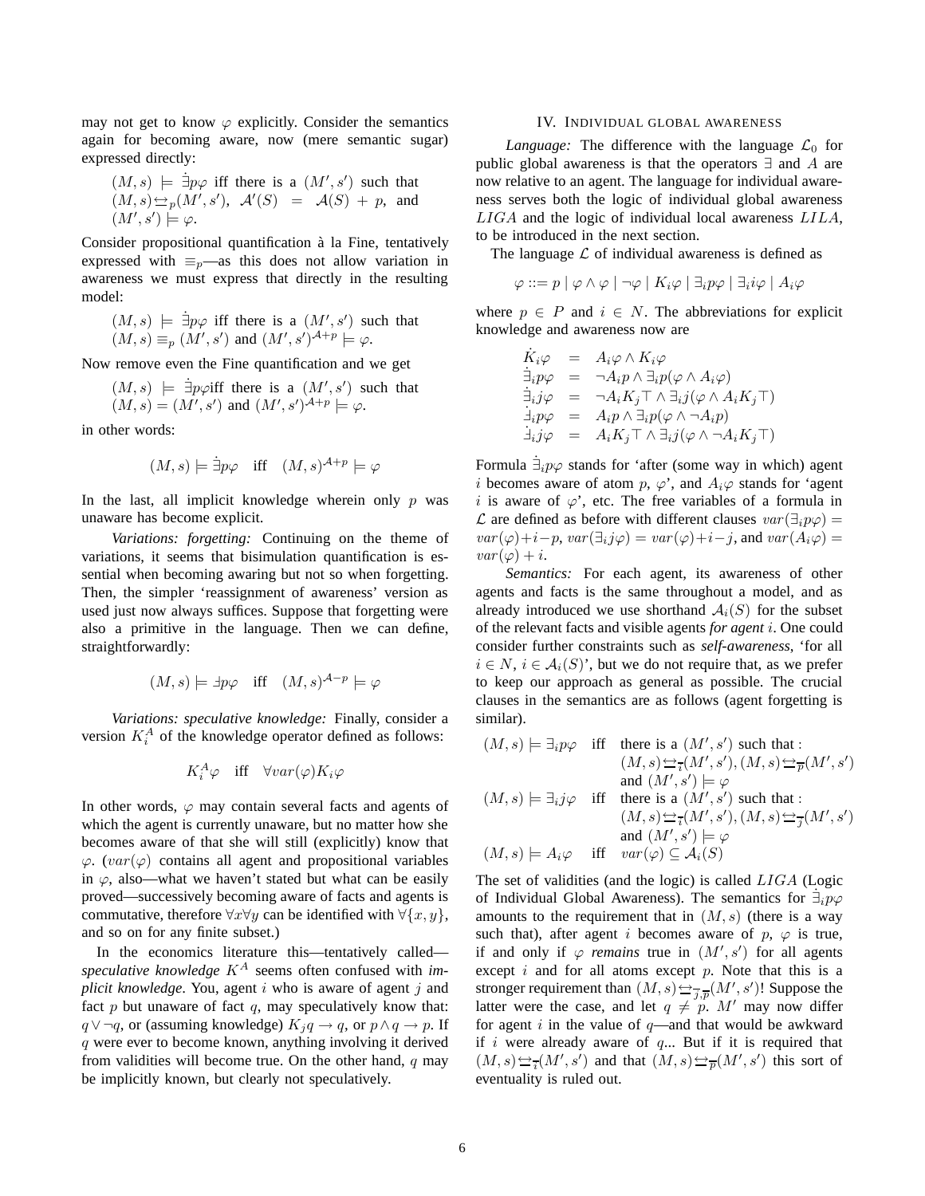may not get to know $\varphi$ explicitly. Consider the semantics again for becoming aware, now (mere semantic sugar) expressed directly:

$(M, s) \models \dot{\exists} p\varphi$ iff there is a $(M', s')$ such that $(M, s) \underline{\leftrightarrow}_p (M', s')$, $\mathcal{A}'(S) = \mathcal{A}(S) + p$, and $(M', s') \models \varphi$.

Consider propositional quantification à la Fine, tentatively expressed with $\equiv_p$—as this does not allow variation in awareness we must express that directly in the resulting model:

$(M, s) \models \dot{\exists} p\varphi$ iff there is a $(M', s')$ such that $(M, s) \equiv_p (M', s')$ and $(M', s')^{\mathcal{A}+p} \models \varphi$.

Now remove even the Fine quantification and we get

$(M, s) \models \dot{\exists} p\varphi$iff there is a $(M', s')$ such that $(M, s) = (M', s')$ and $(M', s')^{\mathcal{A}+p} \models \varphi$.

in other words:

$$(M, s) \models \dot{\exists} p\varphi \quad \text{iff} \quad (M, s)^{\mathcal{A}+p} \models \varphi$$

In the last, all implicit knowledge wherein only $p$ was unaware has become explicit.

*Variations: forgetting:* Continuing on the theme of variations, it seems that bisimulation quantification is essential when becoming awaring but not so when forgetting. Then, the simpler 'reassignment of awareness' version as used just now always suffices. Suppose that forgetting were also a primitive in the language. Then we can define, straightforwardly:

$$(M, s) \models \dot{\exists} p\varphi \quad \text{iff} \quad (M, s)^{\mathcal{A}-p} \models \varphi$$

*Variations: speculative knowledge:* Finally, consider a version $K_i^A$ of the knowledge operator defined as follows:

$$K_i^A\varphi \quad \text{iff} \quad \forall var(\varphi) K_i\varphi$$

In other words, $\varphi$ may contain several facts and agents of which the agent is currently unaware, but no matter how she becomes aware of that she will still (explicitly) know that $\varphi$. ($var(\varphi)$ contains all agent and propositional variables in $\varphi$, also—what we haven't stated but what can be easily proved—successively becoming aware of facts and agents is commutative, therefore $\forall x \forall y$ can be identified with $\forall\{x, y\}$, and so on for any finite subset.)

In the economics literature this—tentatively called—*speculative knowledge* $K^A$ seems often confused with *implicit knowledge*. You, agent $i$ who is aware of agent $j$ and fact $p$ but unaware of fact $q$, may speculatively know that: $q \vee \neg q$, or (assuming knowledge) $K_j q \rightarrow q$, or $p \wedge q \rightarrow p$. If $q$ were ever to become known, anything involving it derived from validities will become true. On the other hand, $q$ may be implicitly known, but clearly not speculatively.

## IV. Individual global awareness

*Language:* The difference with the language $\mathcal{L}_0$ for public global awareness is that the operators $\exists$ and $A$ are now relative to an agent. The language for individual awareness serves both the logic of individual global awareness $LIGA$ and the logic of individual local awareness $LILA$, to be introduced in the next section.

The language $\mathcal{L}$ of individual awareness is defined as

$$\varphi ::= p \mid \varphi \wedge \varphi \mid \neg\varphi \mid K_i\varphi \mid \exists_i p\varphi \mid \exists_i i\varphi \mid A_i\varphi$$

where $p \in P$ and $i \in N$. The abbreviations for explicit knowledge and awareness now are

$$\begin{array}{rcl}
\dot{K}_i\varphi & = & A_i\varphi \wedge K_i\varphi \\
\dot{\exists}_i p\varphi & = & \neg A_i p \wedge \exists_i p(\varphi \wedge A_i\varphi) \\
\dot{\exists}_i j\varphi & = & \neg A_i K_j\top \wedge \exists_i j(\varphi \wedge A_i K_j\top) \\
\dot{\exists}_i p\varphi & = & A_i p \wedge \exists_i p(\varphi \wedge \neg A_i p) \\
\dot{\exists}_i j\varphi & = & A_i K_j\top \wedge \exists_i j(\varphi \wedge \neg A_i K_j\top)
\end{array}$$

Formula $\dot{\exists}_i p\varphi$ stands for 'after (some way in which) agent $i$ becomes aware of atom $p$, $\varphi$', and $A_i\varphi$ stands for 'agent $i$ is aware of $\varphi$', etc. The free variables of a formula in $\mathcal{L}$ are defined as before with different clauses $var(\exists_i p\varphi) = var(\varphi) + i - p$, $var(\exists_i j\varphi) = var(\varphi) + i - j$, and $var(A_i\varphi) = var(\varphi) + i$.

*Semantics:* For each agent, its awareness of other agents and facts is the same throughout a model, and as already introduced we use shorthand $\mathcal{A}_i(S)$ for the subset of the relevant facts and visible agents *for agent* $i$. One could consider further constraints such as *self-awareness*, 'for all $i \in N$, $i \in \mathcal{A}_i(S)$', but we do not require that, as we prefer to keep our approach as general as possible. The crucial clauses in the semantics are as follows (agent forgetting is similar).

$$\begin{array}{lll}
(M, s) \models \exists_i p\varphi & \text{iff} & \text{there is a } (M', s') \text{ such that :} \\
& & (M, s) \underline{\leftrightarrow}_{\overline{i}} (M', s'), (M, s) \underline{\leftrightarrow}_{\overline{p}} (M', s') \\
& & \text{and } (M', s') \models \varphi \\
(M, s) \models \exists_i j\varphi & \text{iff} & \text{there is a } (M', s') \text{ such that :} \\
& & (M, s) \underline{\leftrightarrow}_{\overline{i}} (M', s'), (M, s) \underline{\leftrightarrow}_{\overline{j}} (M', s') \\
& & \text{and } (M', s') \models \varphi \\
(M, s) \models A_i\varphi & \text{iff} & var(\varphi) \subseteq \mathcal{A}_i(S)
\end{array}$$

The set of validities (and the logic) is called $LIGA$ (Logic of Individual Global Awareness). The semantics for $\dot{\exists}_i p\varphi$ amounts to the requirement that in $(M, s)$ (there is a way such that), after agent $i$ becomes aware of $p$, $\varphi$ is true, if and only if $\varphi$ *remains* true in $(M', s')$ for all agents except $i$ and for all atoms except $p$. Note that this is a stronger requirement than $(M, s) \underline{\leftrightarrow}_{\overline{j}, \overline{p}} (M', s')$! Suppose the latter were the case, and let $q \neq p$. $M'$ may now differ for agent $i$ in the value of $q$—and that would be awkward if $i$ were already aware of $q$... But if it is required that $(M, s) \underline{\leftrightarrow}_{\overline{i}} (M', s')$ and that $(M, s) \underline{\leftrightarrow}_{\overline{p}} (M', s')$ this sort of eventuality is ruled out.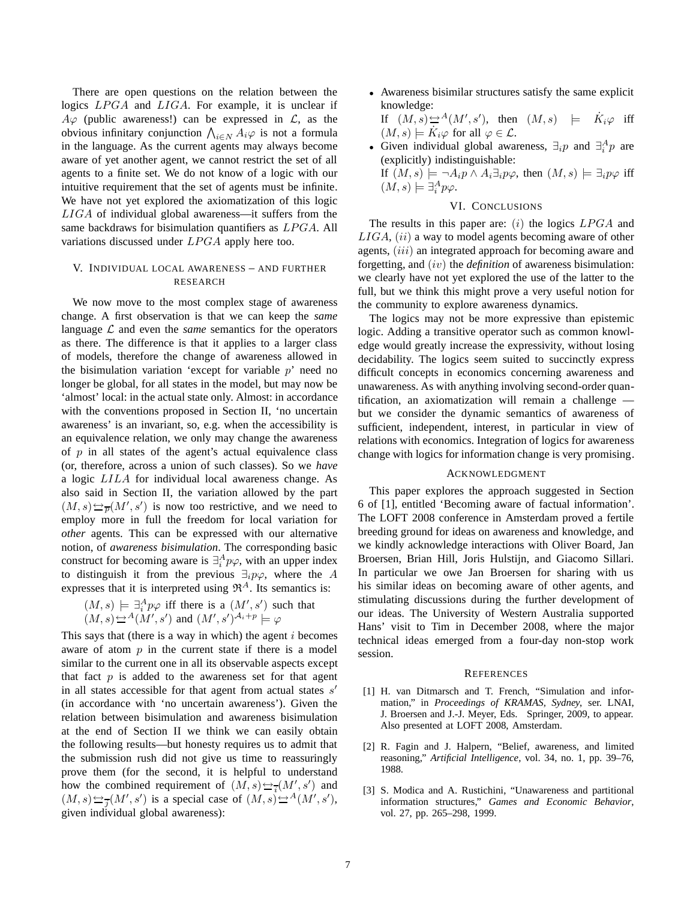There are open questions on the relation between the logics $LPGA$ and $LIGA$. For example, it is unclear if $A\varphi$ (public awareness!) can be expressed in $\mathcal{L}$, as the obvious infinitary conjunction $\bigwedge_{i \in N} A_i \varphi$ is not a formula in the language. As the current agents may always become aware of yet another agent, we cannot restrict the set of all agents to a finite set. We do not know of a logic with our intuitive requirement that the set of agents must be infinite. We have not yet explored the axiomatization of this logic $LIGA$ of individual global awareness—it suffers from the same backdraws for bisimulation quantifiers as $LPGA$. All variations discussed under $LPGA$ apply here too.

## V. Individual local awareness – and further research

We now move to the most complex stage of awareness change. A first observation is that we can keep the *same* language $\mathcal{L}$ and even the *same* semantics for the operators as there. The difference is that it applies to a larger class of models, therefore the change of awareness allowed in the bisimulation variation 'except for variable $p$' need no longer be global, for all states in the model, but may now be 'almost' local: in the actual state only. Almost: in accordance with the conventions proposed in Section II, 'no uncertain awareness' is an invariant, so, e.g. when the accessibility is an equivalence relation, we only may change the awareness of $p$ in all states of the agent's actual equivalence class (or, therefore, across a union of such classes). So we *have* a logic $LILA$ for individual local awareness change. As also said in Section II, the variation allowed by the part $(M, s) \leftrightarrows_{\overline{p}} (M', s')$ is now too restrictive, and we need to employ more in full the freedom for local variation for *other* agents. This can be expressed with our alternative notion, of *awareness bisimulation*. The corresponding basic construct for becoming aware is $\exists_i^A p\varphi$, with an upper index to distinguish it from the previous $\exists_i p\varphi$, where the $A$ expresses that it is interpreted using $\mathfrak{R}^A$. Its semantics is:

$(M, s) \models \exists_i^A p\varphi$ iff there is a $(M', s')$ such that $(M, s) \leftrightarrows^A (M', s')$ and $(M', s')^{\mathcal{A}_i + p} \models \varphi$

This says that (there is a way in which) the agent $i$ becomes aware of atom $p$ in the current state if there is a model similar to the current one in all its observable aspects except that fact $p$ is added to the awareness set for that agent in all states accessible for that agent from actual states $s'$ (in accordance with 'no uncertain awareness'). Given the relation between bisimulation and awareness bisimulation at the end of Section II we think we can easily obtain the following results—but honesty requires us to admit that the submission rush did not give us time to reassuringly prove them (for the second, it is helpful to understand how the combined requirement of $(M, s) \leftrightarrows_{\overline{i}} (M', s')$ and $(M, s) \leftrightarrows_{\overline{j}} (M', s')$ is a special case of $(M, s) \leftrightarrows^A (M', s')$, given individual global awareness):

- Awareness bisimilar structures satisfy the same explicit knowledge:
  If $(M, s) \leftrightarrows^A (M', s')$, then $(M, s) \models \dot{K}_i \varphi$ iff $(M, s) \models \dot{K}_i \varphi$ for all $\varphi \in \mathcal{L}$.
- Given individual global awareness, $\exists_i p$ and $\exists_i^A p$ are (explicitly) indistinguishable:
  If $(M, s) \models \neg A_i p \wedge A_i \exists_i p\varphi$, then $(M, s) \models \exists_i p\varphi$ iff $(M, s) \models \exists_i^A p\varphi$.

## VI. Conclusions

The results in this paper are: $(i)$ the logics $LPGA$ and $LIGA$, $(ii)$ a way to model agents becoming aware of other agents, $(iii)$ an integrated approach for becoming aware and forgetting, and $(iv)$ the *definition* of awareness bisimulation: we clearly have not yet explored the use of the latter to the full, but we think this might prove a very useful notion for the community to explore awareness dynamics.

The logics may not be more expressive than epistemic logic. Adding a transitive operator such as common knowledge would greatly increase the expressivity, without losing decidability. The logics seem suited to succinctly express difficult concepts in economics concerning awareness and unawareness. As with anything involving second-order quantification, an axiomatization will remain a challenge — but we consider the dynamic semantics of awareness of sufficient, independent, interest, in particular in view of relations with economics. Integration of logics for awareness change with logics for information change is very promising.

## Acknowledgment

This paper explores the approach suggested in Section 6 of [1], entitled 'Becoming aware of factual information'. The LOFT 2008 conference in Amsterdam proved a fertile breeding ground for ideas on awareness and knowledge, and we kindly acknowledge interactions with Oliver Board, Jan Broersen, Brian Hill, Joris Hulstijn, and Giacomo Sillari. In particular we owe Jan Broersen for sharing with us his similar ideas on becoming aware of other agents, and stimulating discussions during the further development of our ideas. The University of Western Australia supported Hans' visit to Tim in December 2008, where the major technical ideas emerged from a four-day non-stop work session.

## References

[1] H. van Ditmarsch and T. French, "Simulation and information," in *Proceedings of KRAMAS, Sydney*, ser. LNAI, J. Broersen and J.-J. Meyer, Eds. Springer, 2009, to appear. Also presented at LOFT 2008, Amsterdam.

[2] R. Fagin and J. Halpern, "Belief, awareness, and limited reasoning," *Artificial Intelligence*, vol. 34, no. 1, pp. 39–76, 1988.

[3] S. Modica and A. Rustichini, "Unawareness and partitional information structures," *Games and Economic Behavior*, vol. 27, pp. 265–298, 1999.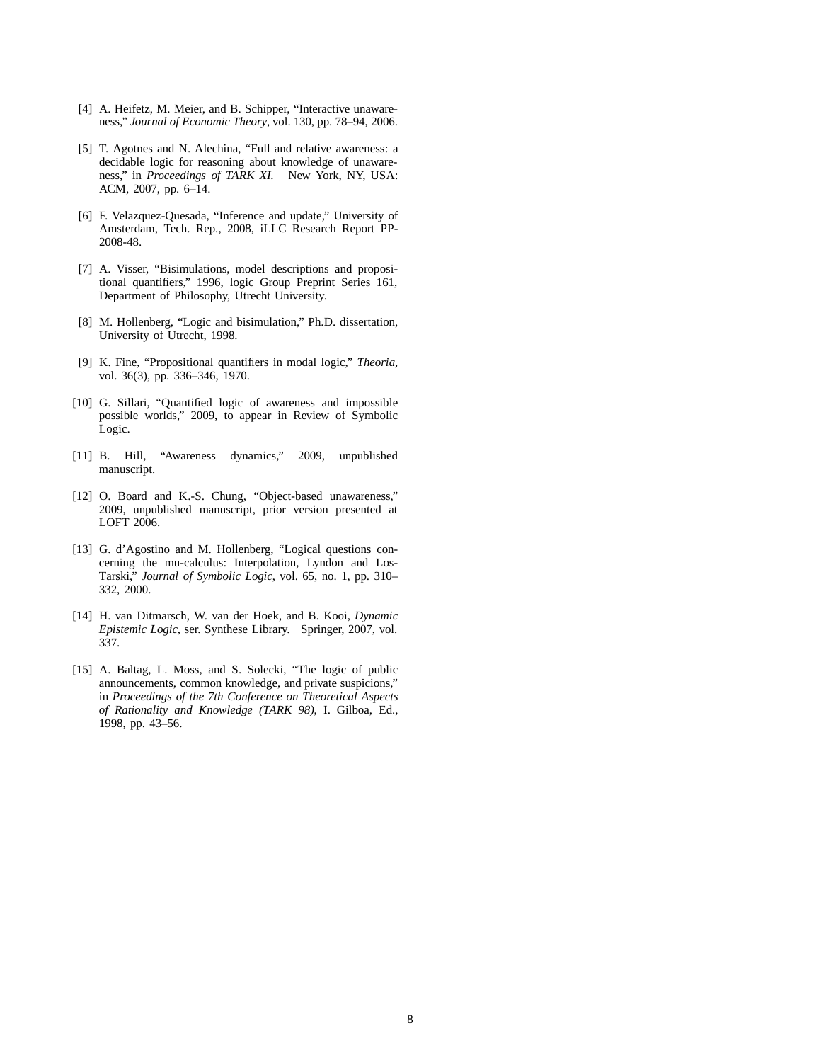[4] A. Heifetz, M. Meier, and B. Schipper, "Interactive unawareness," *Journal of Economic Theory*, vol. 130, pp. 78–94, 2006.

[5] T. Agotnes and N. Alechina, "Full and relative awareness: a decidable logic for reasoning about knowledge of unawareness," in *Proceedings of TARK XI*. New York, NY, USA: ACM, 2007, pp. 6–14.

[6] F. Velazquez-Quesada, "Inference and update," University of Amsterdam, Tech. Rep., 2008, iLLC Research Report PP-2008-48.

[7] A. Visser, "Bisimulations, model descriptions and propositional quantifiers," 1996, logic Group Preprint Series 161, Department of Philosophy, Utrecht University.

[8] M. Hollenberg, "Logic and bisimulation," Ph.D. dissertation, University of Utrecht, 1998.

[9] K. Fine, "Propositional quantifiers in modal logic," *Theoria*, vol. 36(3), pp. 336–346, 1970.

[10] G. Sillari, "Quantified logic of awareness and impossible possible worlds," 2009, to appear in Review of Symbolic Logic.

[11] B. Hill, "Awareness dynamics," 2009, unpublished manuscript.

[12] O. Board and K.-S. Chung, "Object-based unawareness," 2009, unpublished manuscript, prior version presented at LOFT 2006.

[13] G. d'Agostino and M. Hollenberg, "Logical questions concerning the mu-calculus: Interpolation, Lyndon and Los-Tarski," *Journal of Symbolic Logic*, vol. 65, no. 1, pp. 310–332, 2000.

[14] H. van Ditmarsch, W. van der Hoek, and B. Kooi, *Dynamic Epistemic Logic*, ser. Synthese Library. Springer, 2007, vol. 337.

[15] A. Baltag, L. Moss, and S. Solecki, "The logic of public announcements, common knowledge, and private suspicions," in *Proceedings of the 7th Conference on Theoretical Aspects of Rationality and Knowledge (TARK 98)*, I. Gilboa, Ed., 1998, pp. 43–56.